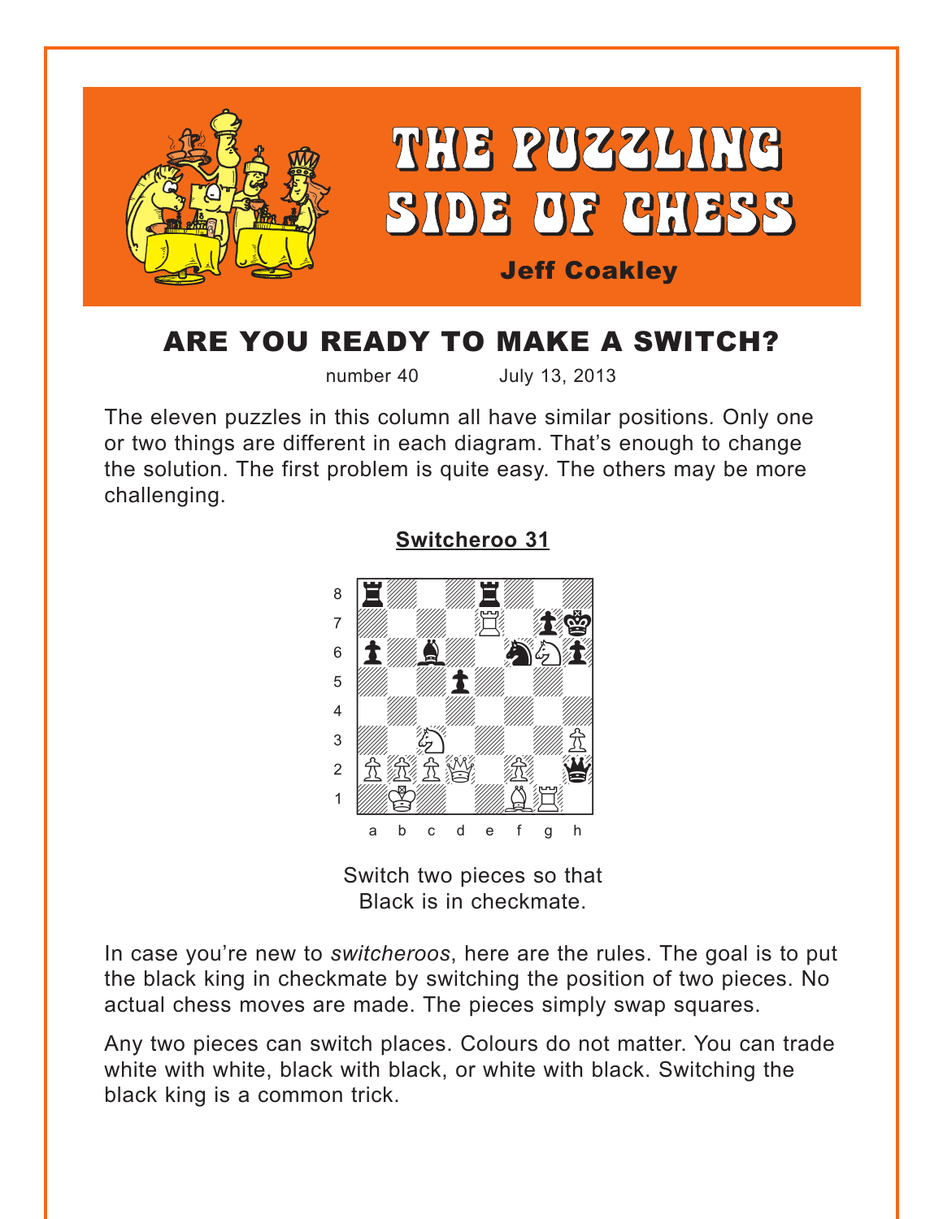# THE PUZZLING SIDE OF CHESS

**Jeff Coakley**

## ARE YOU READY TO MAKE A SWITCH?

number 40 July 13, 2013

The eleven puzzles in this column all have similar positions. Only one or two things are different in each diagram. That's enough to change the solution. The first problem is quite easy. The others may be more challenging.

**Switcheroo 31**

Switch two pieces so that Black is in checkmate.

In case you're new to *switcheroos*, here are the rules. The goal is to put the black king in checkmate by switching the position of two pieces. No actual chess moves are made. The pieces simply swap squares.

Any two pieces can switch places. Colours do not matter. You can trade white with white, black with black, or white with black. Switching the black king is a common trick.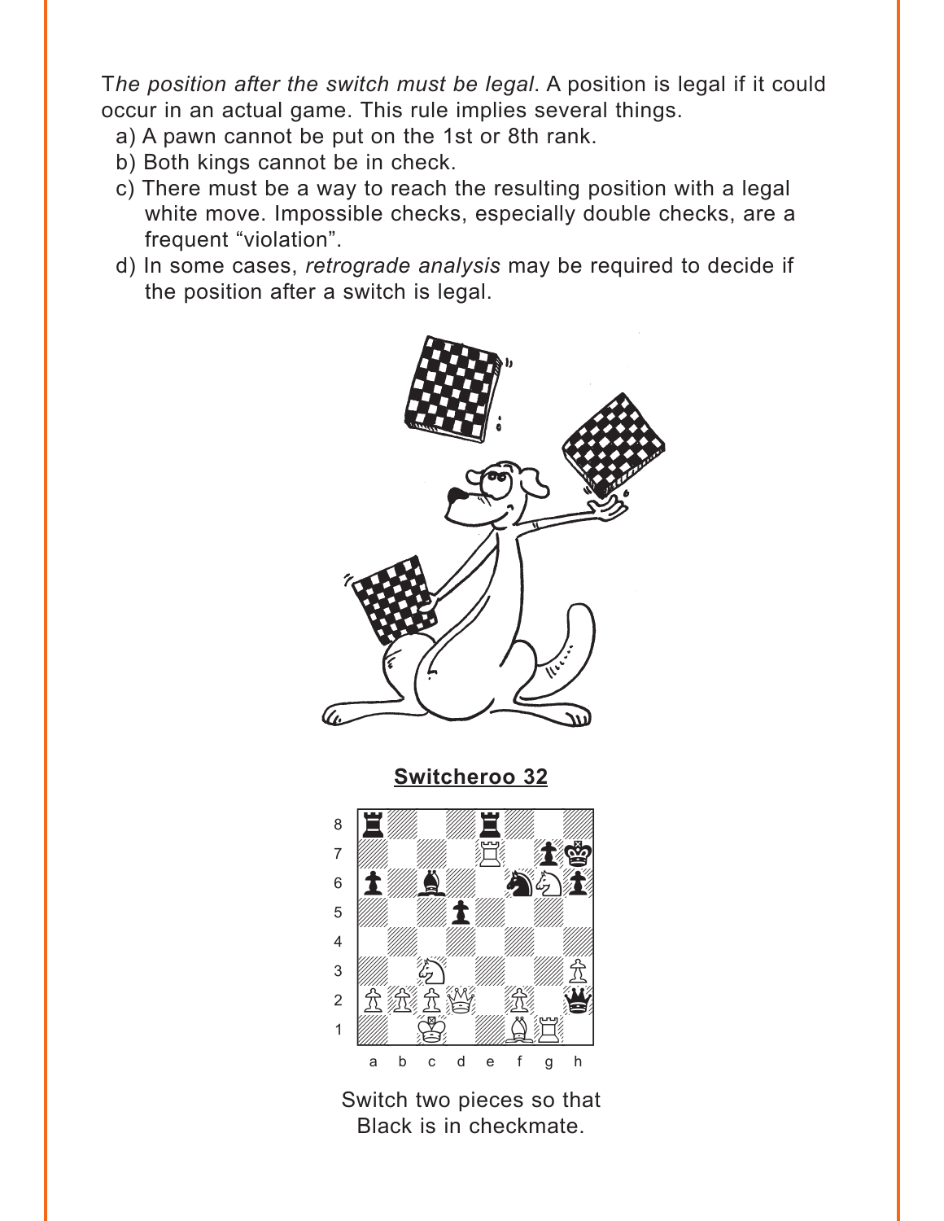*The position after the switch must be legal.* A position is legal if it could occur in an actual game. This rule implies several things.

a) A pawn cannot be put on the 1st or 8th rank.

b) Both kings cannot be in check.

c) There must be a way to reach the resulting position with a legal white move. Impossible checks, especially double checks, are a frequent "violation".

d) In some cases, *retrograde analysis* may be required to decide if the position after a switch is legal.

**Switcheroo 32**

Switch two pieces so that Black is in checkmate.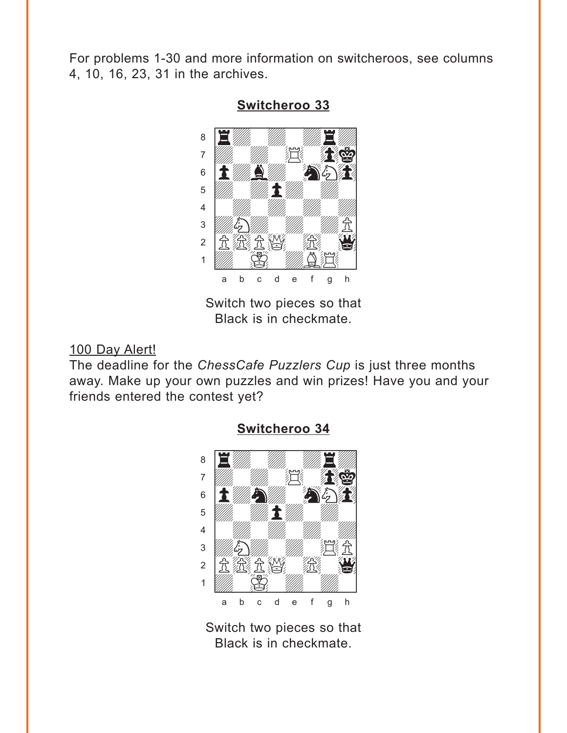For problems 1-30 and more information on switcheroos, see columns 4, 10, 16, 23, 31 in the archives.

## Switcheroo 33

Switch two pieces so that Black is in checkmate.

100 Day Alert!

The deadline for the *ChessCafe Puzzlers Cup* is just three months away. Make up your own puzzles and win prizes! Have you and your friends entered the contest yet?

## Switcheroo 34

Switch two pieces so that Black is in checkmate.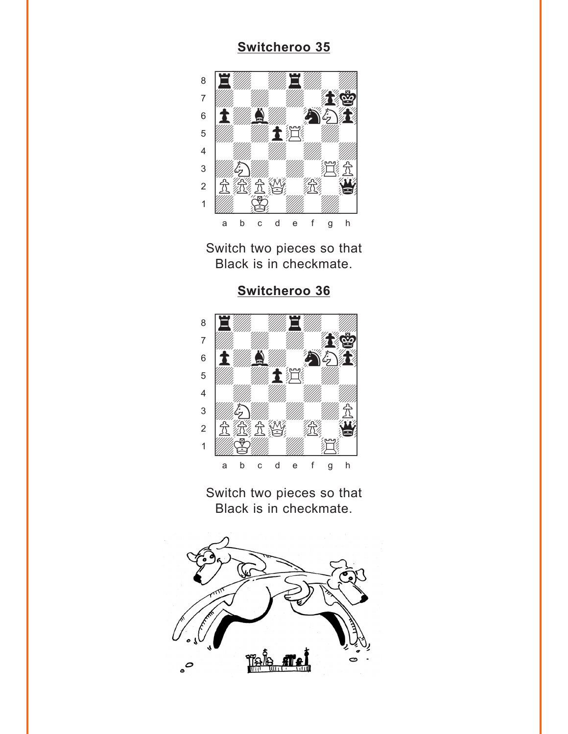## Switcheroo 35

Switch two pieces so that Black is in checkmate.

## Switcheroo 36

Switch two pieces so that Black is in checkmate.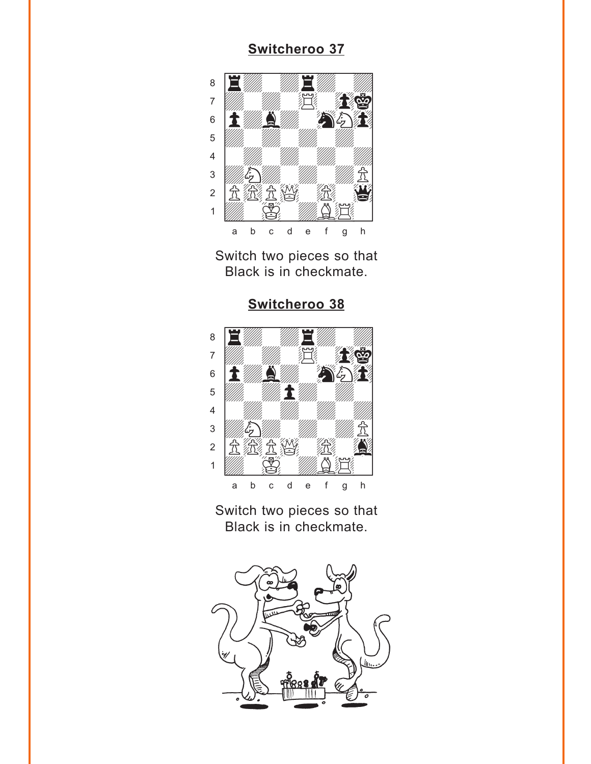## Switcheroo 37

Switch two pieces so that Black is in checkmate.

## Switcheroo 38

Switch two pieces so that Black is in checkmate.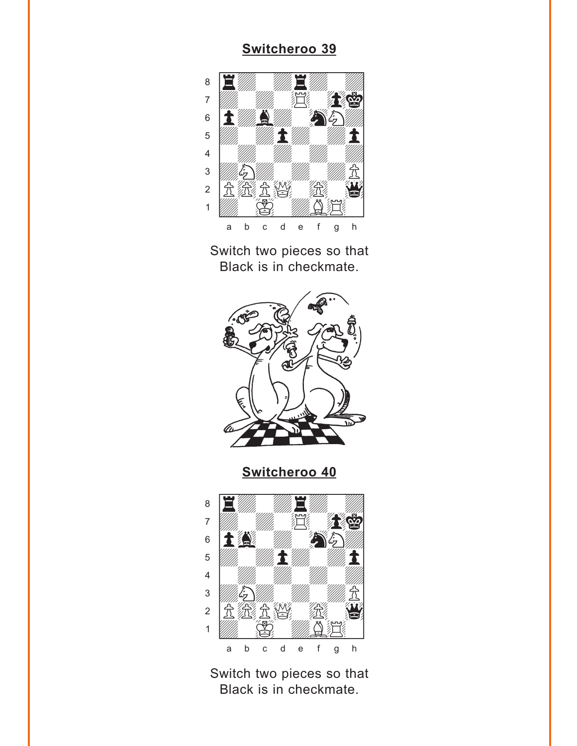## Switcheroo 39

Switch two pieces so that Black is in checkmate.

## Switcheroo 40

Switch two pieces so that Black is in checkmate.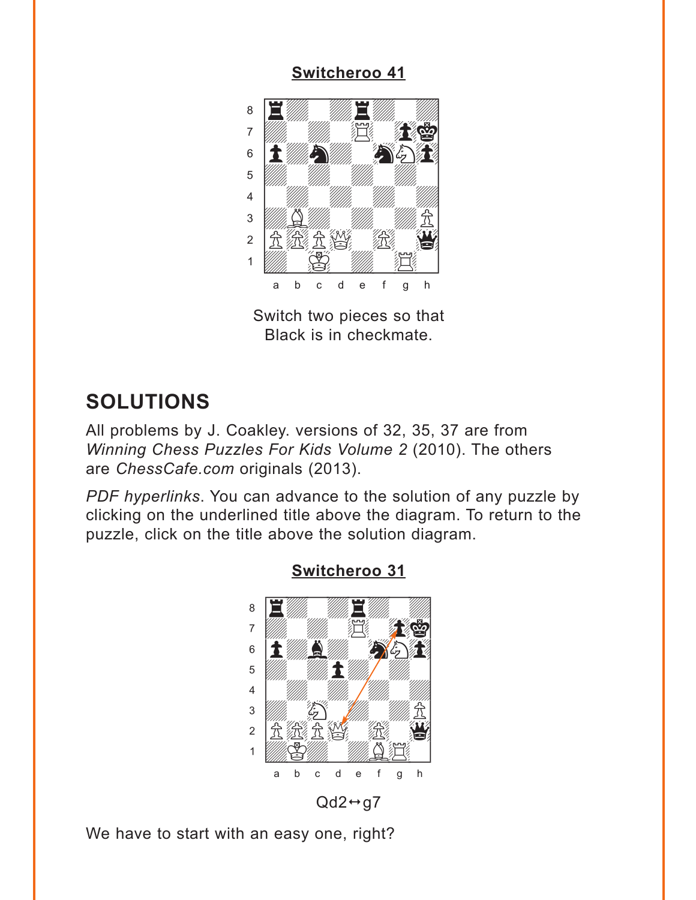### Switcheroo 41

Switch two pieces so that Black is in checkmate.

## SOLUTIONS

All problems by J. Coakley. versions of 32, 35, 37 are from *Winning Chess Puzzles For Kids Volume 2* (2010). The others are *ChessCafe.com* originals (2013).

*PDF hyperlinks*. You can advance to the solution of any puzzle by clicking on the underlined title above the diagram. To return to the puzzle, click on the title above the solution diagram.

### Switcheroo 31

Qd2↔g7

We have to start with an easy one, right?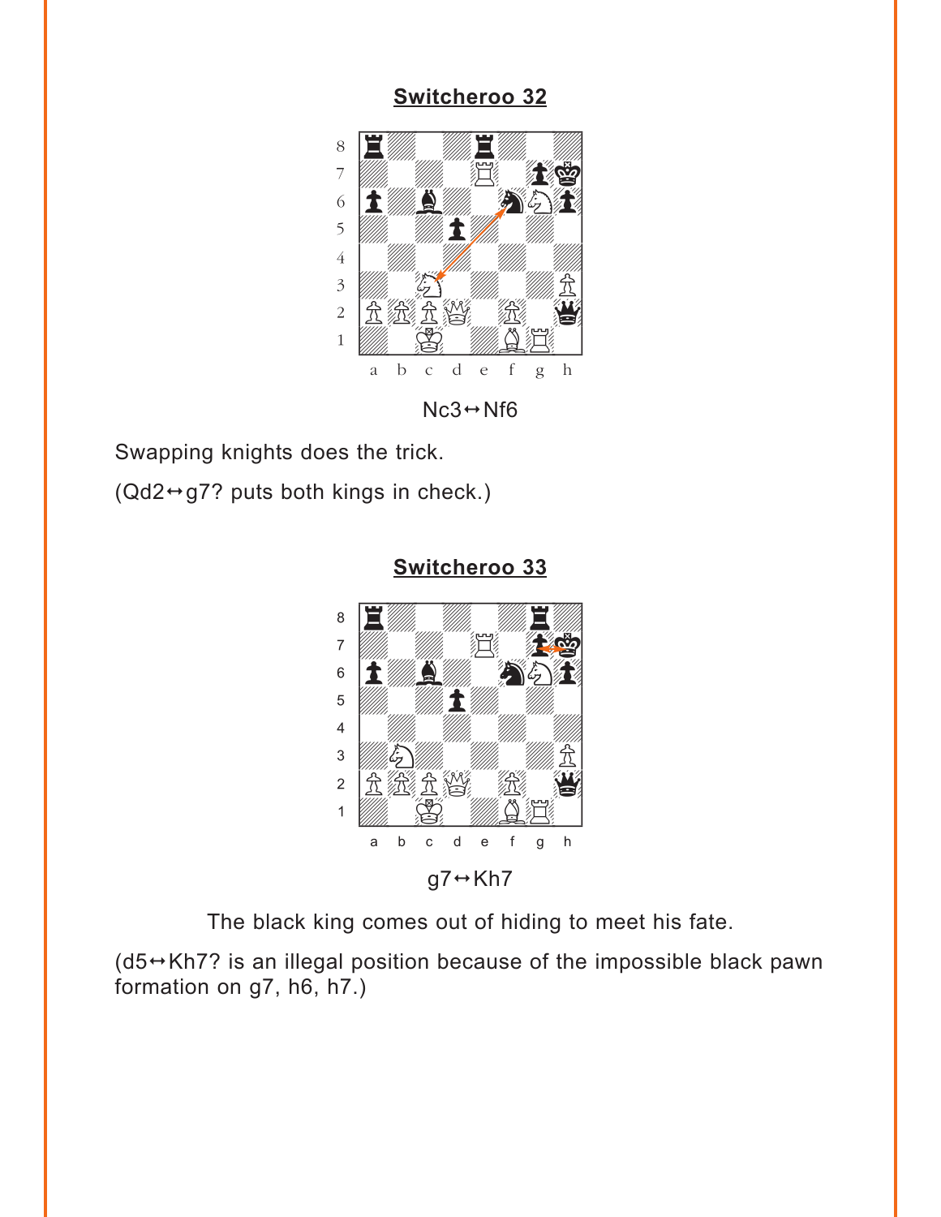## Switcheroo 32

Nc3↔Nf6

Swapping knights does the trick.

(Qd2↔g7? puts both kings in check.)

## Switcheroo 33

g7↔Kh7

The black king comes out of hiding to meet his fate.

(d5↔Kh7? is an illegal position because of the impossible black pawn formation on g7, h6, h7.)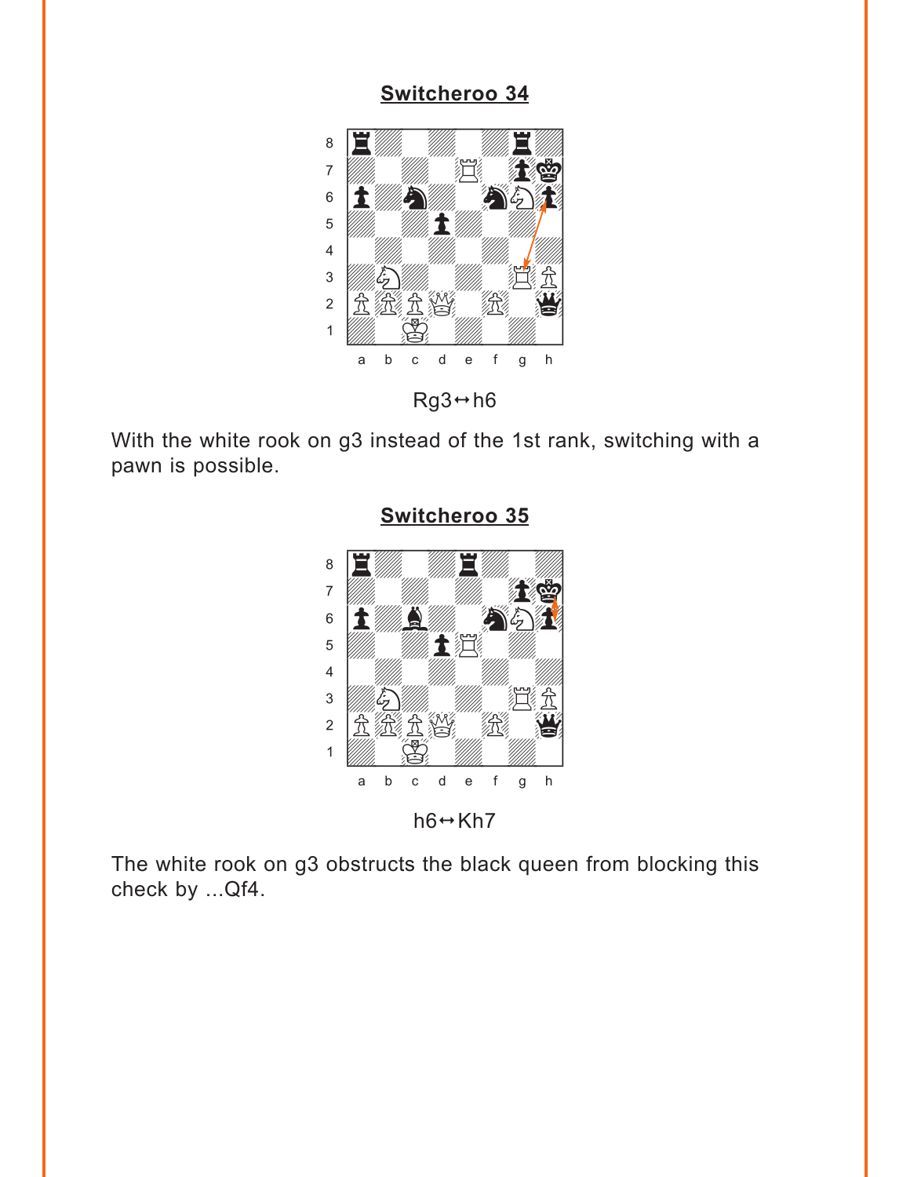## Switcheroo 34

Rg3↔h6

With the white rook on g3 instead of the 1st rank, switching with a pawn is possible.

## Switcheroo 35

h6↔Kh7

The white rook on g3 obstructs the black queen from blocking this check by ...Qf4.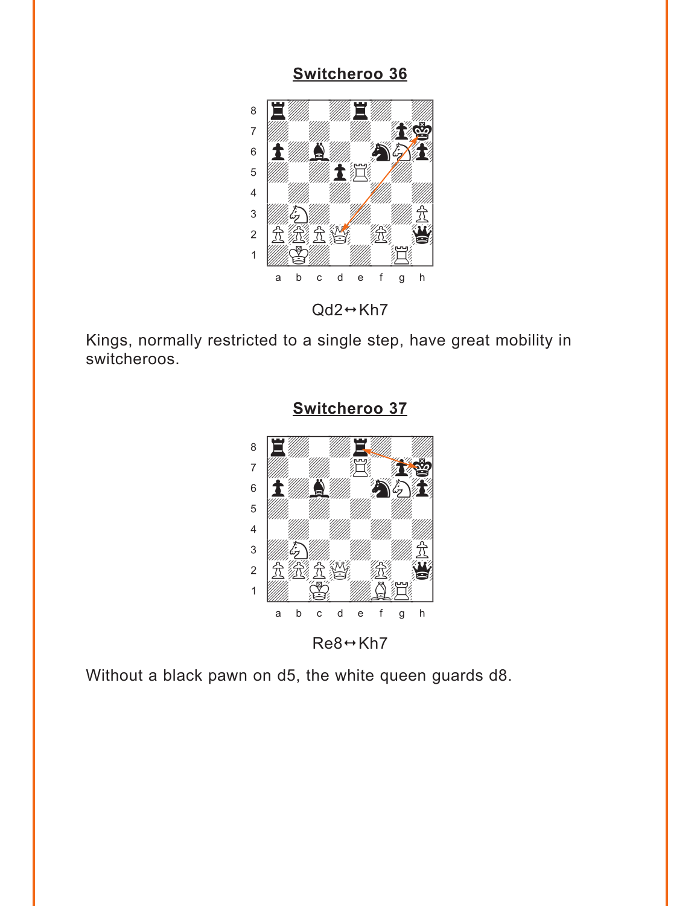## Switcheroo 36

Qd2↔Kh7

Kings, normally restricted to a single step, have great mobility in switcheroos.

## Switcheroo 37

Re8↔Kh7

Without a black pawn on d5, the white queen guards d8.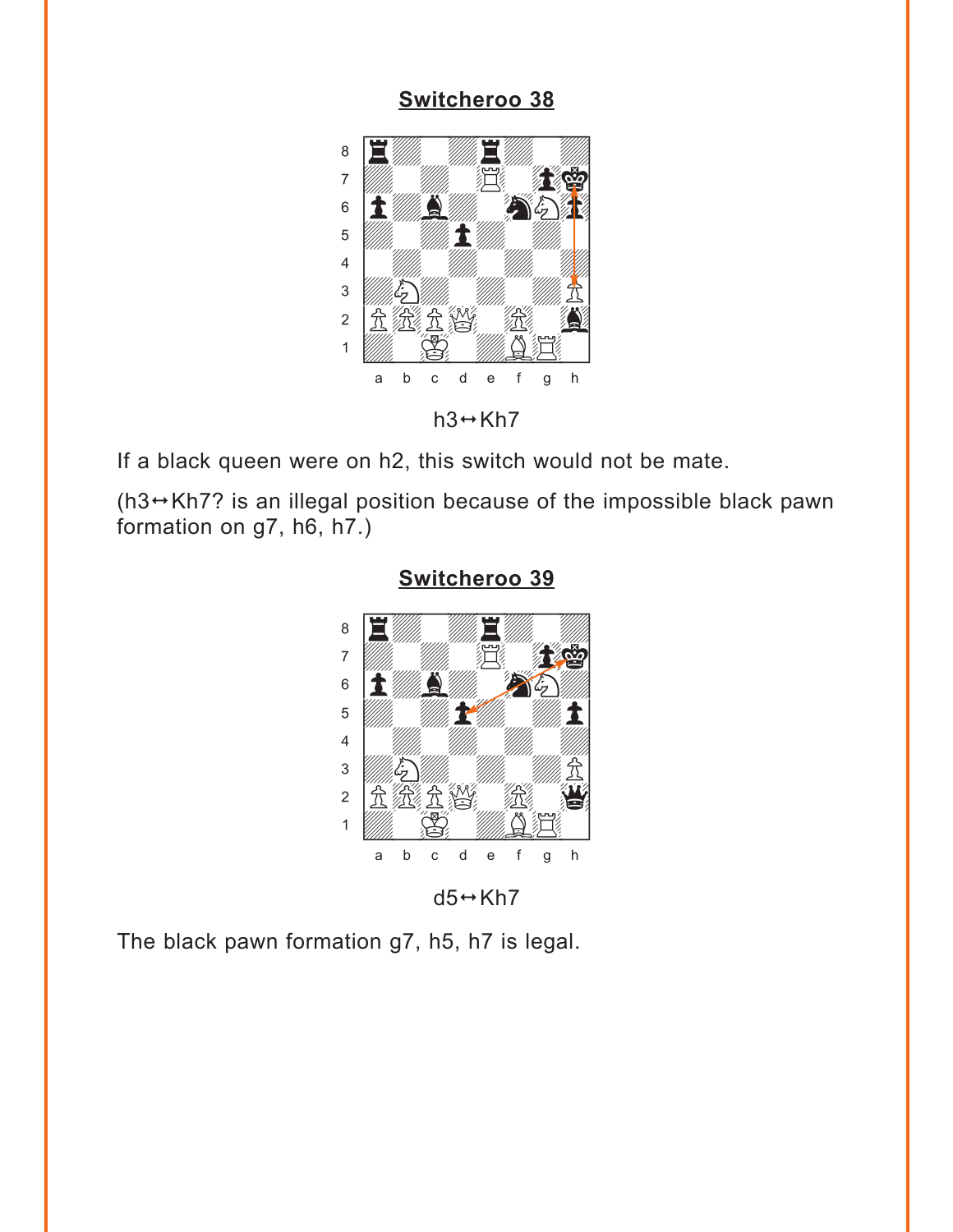## Switcheroo 38

h3↔Kh7

If a black queen were on h2, this switch would not be mate.

(h3↔Kh7? is an illegal position because of the impossible black pawn formation on g7, h6, h7.)

## Switcheroo 39

d5↔Kh7

The black pawn formation g7, h5, h7 is legal.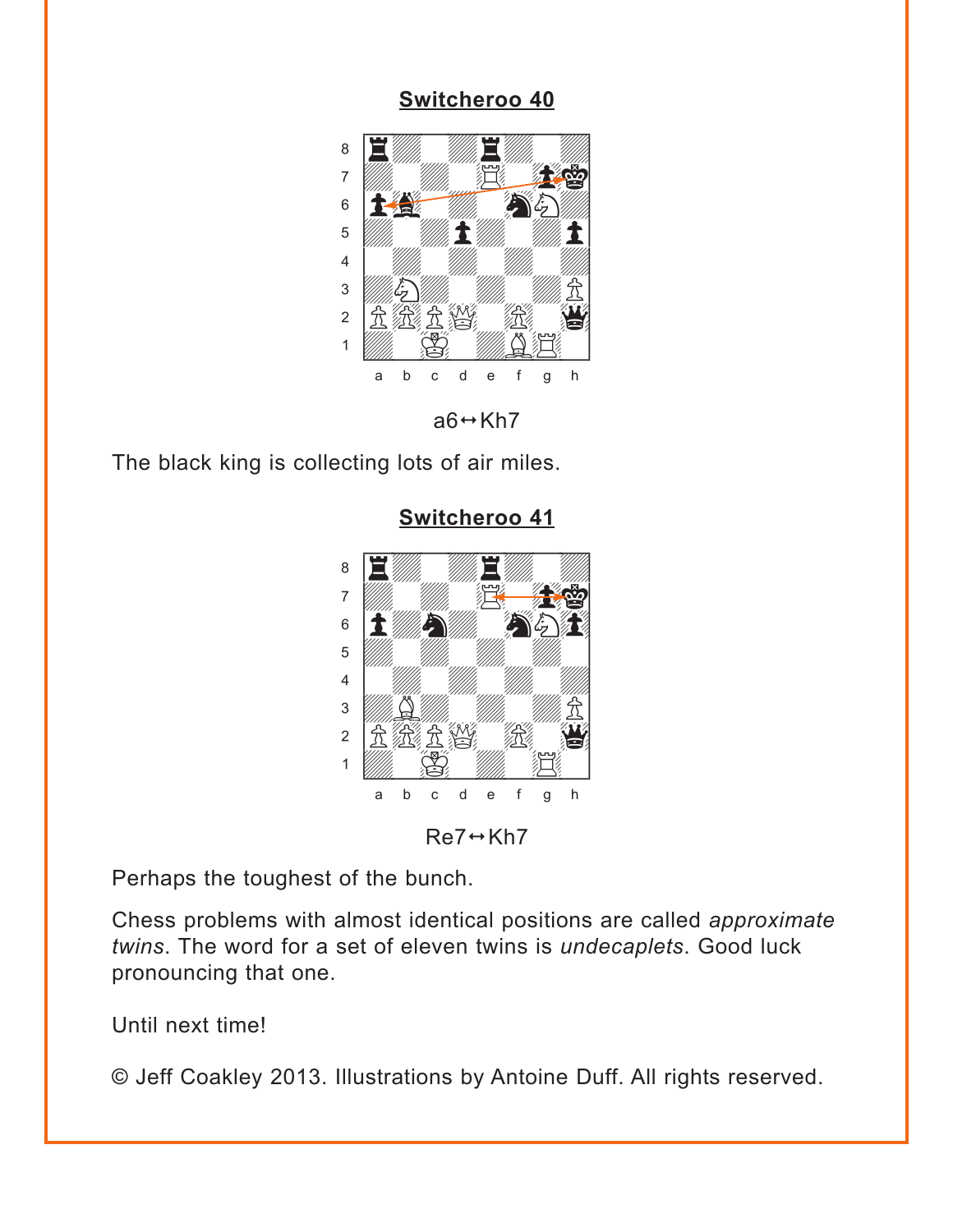**Switcheroo 40**

a6↔Kh7

The black king is collecting lots of air miles.

**Switcheroo 41**

Re7↔Kh7

Perhaps the toughest of the bunch.

Chess problems with almost identical positions are called *approximate twins*. The word for a set of eleven twins is *undecaplets*. Good luck pronouncing that one.

Until next time!

© Jeff Coakley 2013. Illustrations by Antoine Duff. All rights reserved.